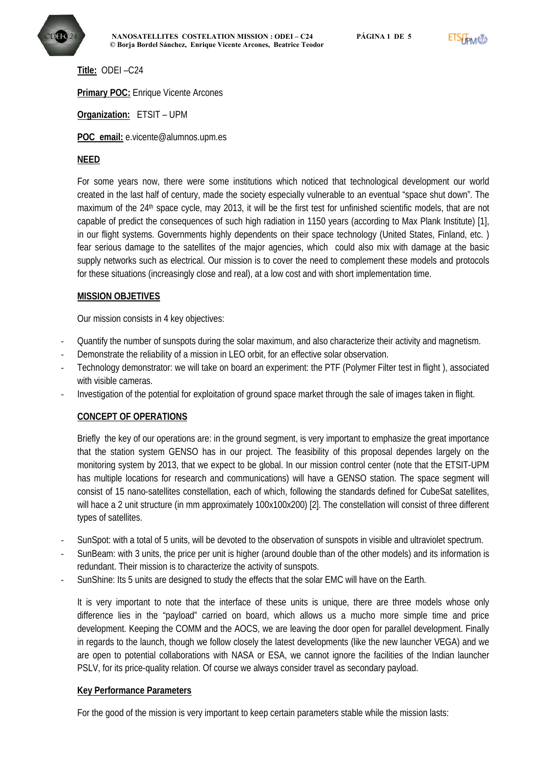**Title:** ODEI –C24

**Primary POC:** Enrique Vicente Arcones

**Organization:** ETSIT – UPM

**POC email:** e.vicente@alumnos.upm.es

**NEED**

For some years now, there were some institutions which noticed that technological development our world created in the last half of century, made the society especially vulnerable to an eventual "space shut down". The maximum of the 24th space cycle, may 2013, it will be the first test for unfinished scientific models, that are not capable of predict the consequences of such high radiation in 1150 years (according to Max Plank Institute) [1], in our flight systems. Governments highly dependents on their space technology (United States, Finland, etc. ) fear serious damage to the satellites of the major agencies, which could also mix with damage at the basic supply networks such as electrical. Our mission is to cover the need to complement these models and protocols for these situations (increasingly close and real), at a low cost and with short implementation time.

**MISSION OBJETIVES**

Our mission consists in 4 key objectives:

- Quantify the number of sunspots during the solar maximum, and also characterize their activity and magnetism.
- Demonstrate the reliability of a mission in LEO orbit, for an effective solar observation.
- Technology demonstrator: we will take on board an experiment: the PTF (Polymer Filter test in flight ), associated with visible cameras.
- Investigation of the potential for exploitation of ground space market through the sale of images taken in flight.

**CONCEPT OF OPERATIONS**

Briefly the key of our operations are: in the ground segment, is very important to emphasize the great importance that the station system GENSO has in our project. The feasibility of this proposal dependes largely on the monitoring system by 2013, that we expect to be global. In our mission control center (note that the ETSIT-UPM has multiple locations for research and communications) will have a GENSO station. The space segment will consist of 15 nano-satellites constellation, each of which, following the standards defined for CubeSat satellites, will hace a 2 unit structure (in mm approximately 100x100x200) [2]. The constellation will consist of three different types of satellites.

- SunSpot: with a total of 5 units, will be devoted to the observation of sunspots in visible and ultraviolet spectrum.
- SunBeam: with 3 units, the price per unit is higher (around double than of the other models) and its information is redundant. Their mission is to characterize the activity of sunspots.
- SunShine: Its 5 units are designed to study the effects that the solar EMC will have on the Earth.

It is very important to note that the interface of these units is unique, there are three models whose only difference lies in the "payload" carried on board, which allows us a mucho more simple time and price development. Keeping the COMM and the AOCS, we are leaving the door open for parallel development. Finally in regards to the launch, though we follow closely the latest developments (like the new launcher VEGA) and we are open to potential collaborations with NASA or ESA, we cannot ignore the facilities of the Indian launcher PSLV, for its price-quality relation. Of course we always consider travel as secondary payload.

**Key Performance Parameters**

For the good of the mission is very important to keep certain parameters stable while the mission lasts: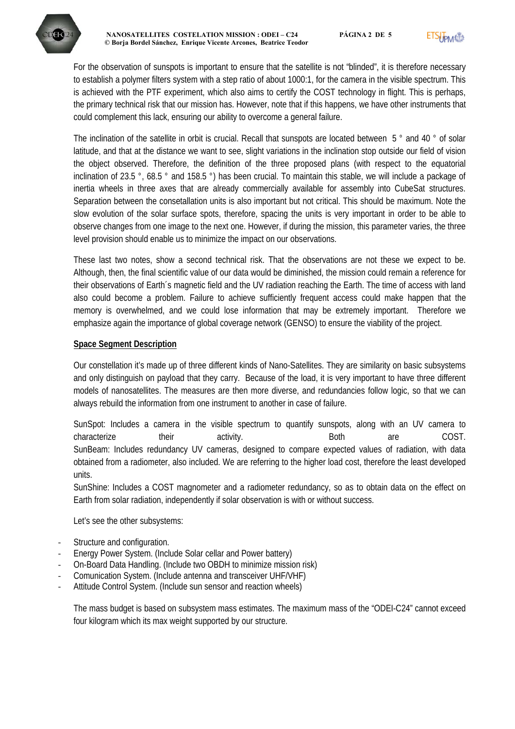For the observation of sunspots is important to ensure that the satellite is not "blinded", it is therefore necessary to establish a polymer filters system with a step ratio of about 1000:1, for the camera in the visible spectrum. This is achieved with the PTF experiment, which also aims to certify the COST technology in flight. This is perhaps, the primary technical risk that our mission has. However, note that if this happens, we have other instruments that could complement this lack, ensuring our ability to overcome a general failure.

The inclination of the satellite in orbit is crucial. Recall that sunspots are located between 5 ° and 40 ° of solar latitude, and that at the distance we want to see, slight variations in the inclination stop outside our field of vision the object observed. Therefore, the definition of the three proposed plans (with respect to the equatorial inclination of 23.5 °, 68.5 ° and 158.5 °) has been crucial. To maintain this stable, we will include a package of inertia wheels in three axes that are already commercially available for assembly into CubeSat structures. Separation between the consetallation units is also important but not critical. This should be maximum. Note the slow evolution of the solar surface spots, therefore, spacing the units is very important in order to be able to observe changes from one image to the next one. However, if during the mission, this parameter varies, the three level provision should enable us to minimize the impact on our observations.

These last two notes, show a second technical risk. That the observations are not these we expect to be. Although, then, the final scientific value of our data would be diminished, the mission could remain a reference for their observations of Earth´s magnetic field and the UV radiation reaching the Earth. The time of access with land also could become a problem. Failure to achieve sufficiently frequent access could make happen that the memory is overwhelmed, and we could lose information that may be extremely important. Therefore we emphasize again the importance of global coverage network (GENSO) to ensure the viability of the project.

**Space Segment Description**

Our constellation it's made up of three different kinds of Nano-Satellites. They are similarity on basic subsystems and only distinguish on payload that they carry. Because of the load, it is very important to have three different models of nanosatellites. The measures are then more diverse, and redundancies follow logic, so that we can always rebuild the information from one instrument to another in case of failure.

SunSpot: Includes a camera in the visible spectrum to quantify sunspots, along with an UV camera to characterize their activity. Both are COST.
SunBeam: Includes redundancy UV cameras, designed to compare expected values of radiation, with data obtained from a radiometer, also included. We are referring to the higher load cost, therefore the least developed units.
SunShine: Includes a COST magnometer and a radiometer redundancy, so as to obtain data on the effect on Earth from solar radiation, independently if solar observation is with or without success.

Let's see the other subsystems:

- Structure and configuration.
- Energy Power System. (Include Solar cellar and Power battery)
- On-Board Data Handling. (Include two OBDH to minimize mission risk)
- Comunication System. (Include antenna and transceiver UHF/VHF)
- Attitude Control System. (Include sun sensor and reaction wheels)

The mass budget is based on subsystem mass estimates. The maximum mass of the "ODEI-C24" cannot exceed four kilogram which its max weight supported by our structure.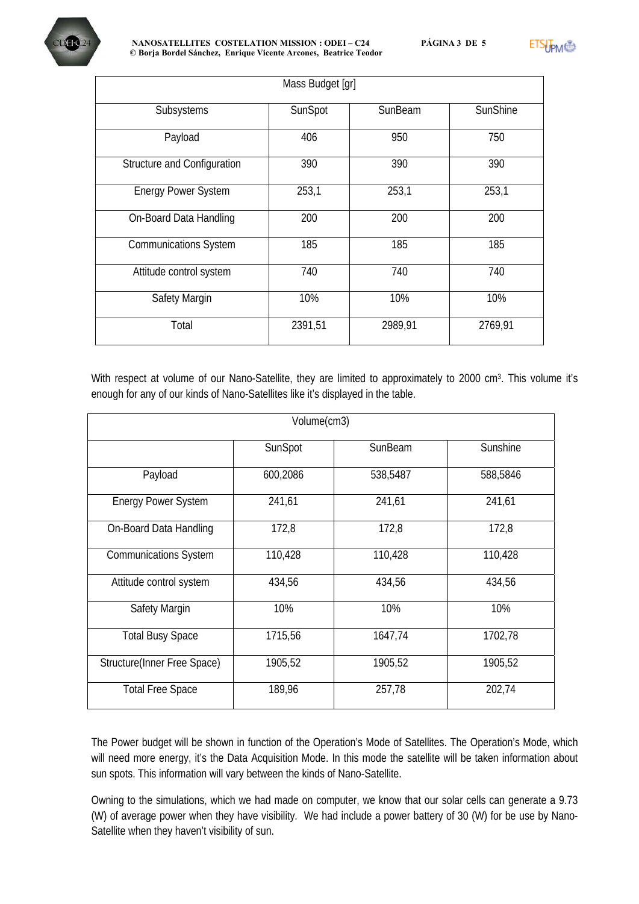| Mass Budget [gr] | | | |
| --- | --- | --- | --- |
| Subsystems | SunSpot | SunBeam | SunShine |
| Payload | 406 | 950 | 750 |
| Structure and Configuration | 390 | 390 | 390 |
| Energy Power System | 253,1 | 253,1 | 253,1 |
| On-Board Data Handling | 200 | 200 | 200 |
| Communications System | 185 | 185 | 185 |
| Attitude control system | 740 | 740 | 740 |
| Safety Margin | 10% | 10% | 10% |
| Total | 2391,51 | 2989,91 | 2769,91 |

With respect at volume of our Nano-Satellite, they are limited to approximately to 2000 cm$^3$. This volume it's enough for any of our kinds of Nano-Satellites like it's displayed in the table.

| Volume(cm3) | | | |
| --- | --- | --- | --- |
| | SunSpot | SunBeam | Sunshine |
| Payload | 600,2086 | 538,5487 | 588,5846 |
| Energy Power System | 241,61 | 241,61 | 241,61 |
| On-Board Data Handling | 172,8 | 172,8 | 172,8 |
| Communications System | 110,428 | 110,428 | 110,428 |
| Attitude control system | 434,56 | 434,56 | 434,56 |
| Safety Margin | 10% | 10% | 10% |
| Total Busy Space | 1715,56 | 1647,74 | 1702,78 |
| Structure(Inner Free Space) | 1905,52 | 1905,52 | 1905,52 |
| Total Free Space | 189,96 | 257,78 | 202,74 |

The Power budget will be shown in function of the Operation's Mode of Satellites. The Operation's Mode, which will need more energy, it's the Data Acquisition Mode. In this mode the satellite will be taken information about sun spots. This information will vary between the kinds of Nano-Satellite.

Owning to the simulations, which we had made on computer, we know that our solar cells can generate a 9.73 (W) of average power when they have visibility. We had include a power battery of 30 (W) for be use by Nano-Satellite when they haven't visibility of sun.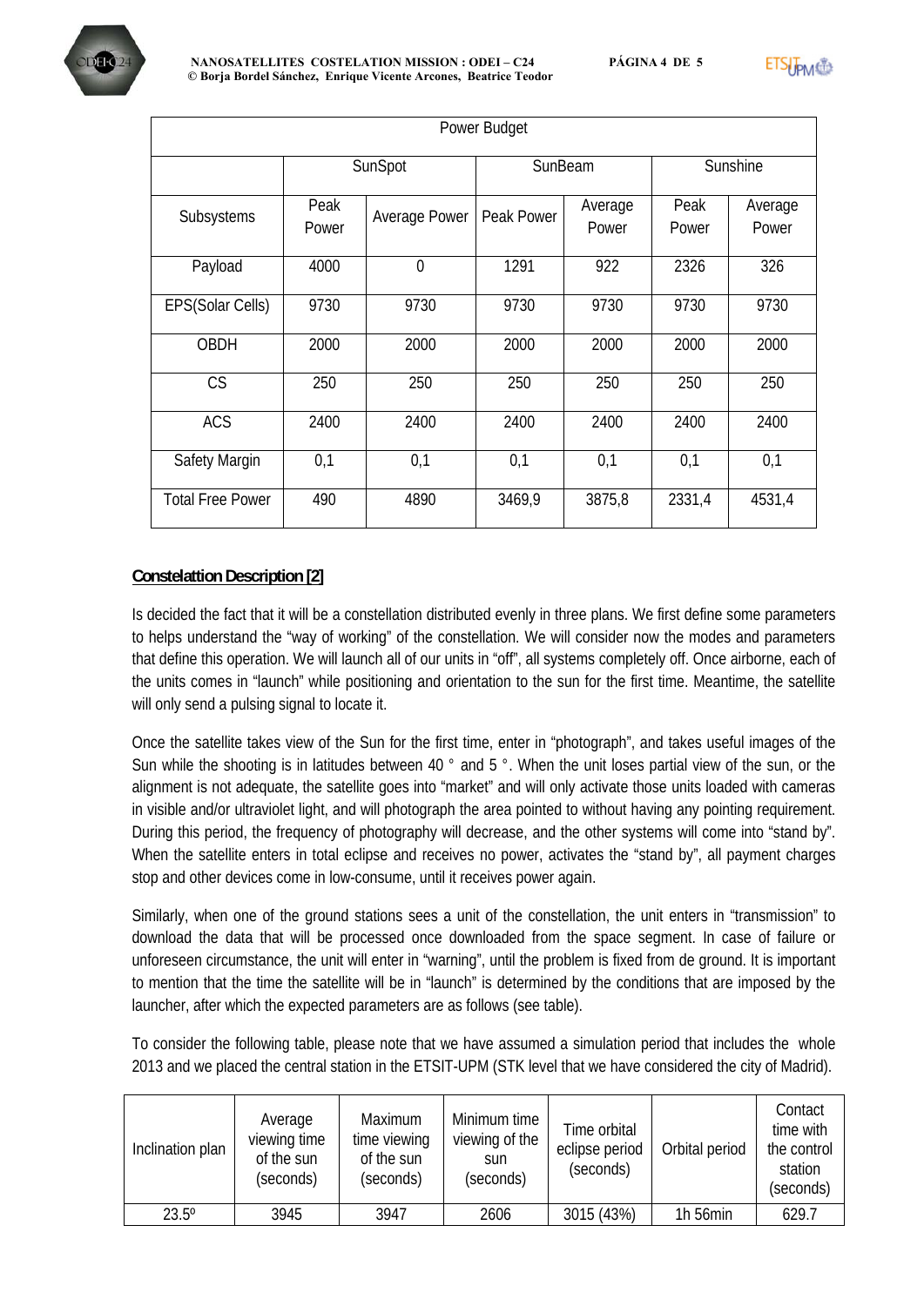| Power Budget | | | | | | |
|---|---|---|---|---|---|---|
| | SunSpot | | SunBeam | | Sunshine | |
| Subsystems | Peak Power | Average Power | Peak Power | Average Power | Peak Power | Average Power |
| Payload | 4000 | 0 | 1291 | 922 | 2326 | 326 |
| EPS(Solar Cells) | 9730 | 9730 | 9730 | 9730 | 9730 | 9730 |
| OBDH | 2000 | 2000 | 2000 | 2000 | 2000 | 2000 |
| CS | 250 | 250 | 250 | 250 | 250 | 250 |
| ACS | 2400 | 2400 | 2400 | 2400 | 2400 | 2400 |
| Safety Margin | 0,1 | 0,1 | 0,1 | 0,1 | 0,1 | 0,1 |
| Total Free Power | 490 | 4890 | 3469,9 | 3875,8 | 2331,4 | 4531,4 |

**Constelattion Description [2]**

Is decided the fact that it will be a constellation distributed evenly in three plans. We first define some parameters to helps understand the "way of working" of the constellation. We will consider now the modes and parameters that define this operation. We will launch all of our units in "off", all systems completely off. Once airborne, each of the units comes in "launch" while positioning and orientation to the sun for the first time. Meantime, the satellite will only send a pulsing signal to locate it.

Once the satellite takes view of the Sun for the first time, enter in "photograph", and takes useful images of the Sun while the shooting is in latitudes between 40 ° and 5 °. When the unit loses partial view of the sun, or the alignment is not adequate, the satellite goes into "market" and will only activate those units loaded with cameras in visible and/or ultraviolet light, and will photograph the area pointed to without having any pointing requirement. During this period, the frequency of photography will decrease, and the other systems will come into "stand by". When the satellite enters in total eclipse and receives no power, activates the "stand by", all payment charges stop and other devices come in low-consume, until it receives power again.

Similarly, when one of the ground stations sees a unit of the constellation, the unit enters in "transmission" to download the data that will be processed once downloaded from the space segment. In case of failure or unforeseen circumstance, the unit will enter in "warning", until the problem is fixed from de ground. It is important to mention that the time the satellite will be in "launch" is determined by the conditions that are imposed by the launcher, after which the expected parameters are as follows (see table).

To consider the following table, please note that we have assumed a simulation period that includes the whole 2013 and we placed the central station in the ETSIT-UPM (STK level that we have considered the city of Madrid).

| Inclination plan | Average viewing time of the sun (seconds) | Maximum time viewing of the sun (seconds) | Minimum time viewing of the sun (seconds) | Time orbital eclipse period (seconds) | Orbital period | Contact time with the control station (seconds) |
|---|---|---|---|---|---|---|
| 23.5º | 3945 | 3947 | 2606 | 3015 (43%) | 1h 56min | 629.7 |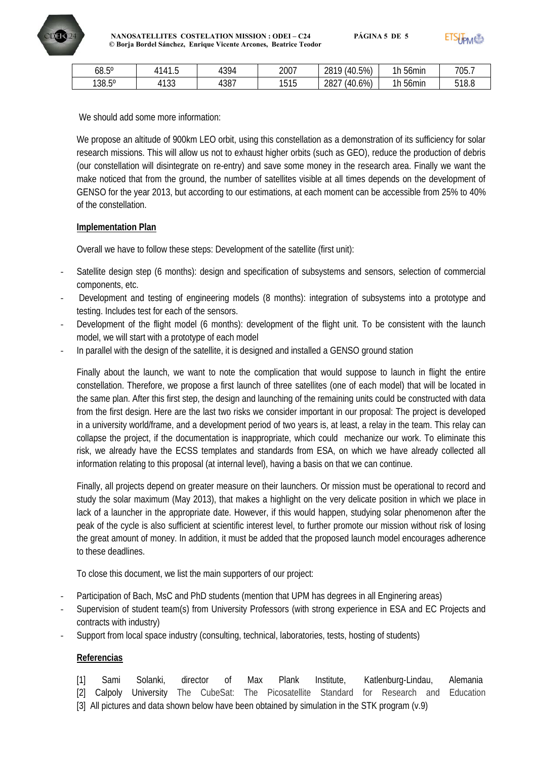| | | | | | | |
|---|---|---|---|---|---|---|
| 68.5º | 4141.5 | 4394 | 2007 | 2819 (40.5%) | 1h 56min | 705.7 |
| 138.5º | 4133 | 4387 | 1515 | 2827 (40.6%) | 1h 56min | 518.8 |

We should add some more information:

We propose an altitude of 900km LEO orbit, using this constellation as a demonstration of its sufficiency for solar research missions. This will allow us not to exhaust higher orbits (such as GEO), reduce the production of debris (our constellation will disintegrate on re-entry) and save some money in the research area. Finally we want the make noticed that from the ground, the number of satellites visible at all times depends on the development of GENSO for the year 2013, but according to our estimations, at each moment can be accessible from 25% to 40% of the constellation.

**Implementation Plan**

Overall we have to follow these steps: Development of the satellite (first unit):

- Satellite design step (6 months): design and specification of subsystems and sensors, selection of commercial components, etc.
- Development and testing of engineering models (8 months): integration of subsystems into a prototype and testing. Includes test for each of the sensors.
- Development of the flight model (6 months): development of the flight unit. To be consistent with the launch model, we will start with a prototype of each model
- In parallel with the design of the satellite, it is designed and installed a GENSO ground station

Finally about the launch, we want to note the complication that would suppose to launch in flight the entire constellation. Therefore, we propose a first launch of three satellites (one of each model) that will be located in the same plan. After this first step, the design and launching of the remaining units could be constructed with data from the first design. Here are the last two risks we consider important in our proposal: The project is developed in a university world/frame, and a development period of two years is, at least, a relay in the team. This relay can collapse the project, if the documentation is inappropriate, which could mechanize our work. To eliminate this risk, we already have the ECSS templates and standards from ESA, on which we have already collected all information relating to this proposal (at internal level), having a basis on that we can continue.

Finally, all projects depend on greater measure on their launchers. Or mission must be operational to record and study the solar maximum (May 2013), that makes a highlight on the very delicate position in which we place in lack of a launcher in the appropriate date. However, if this would happen, studying solar phenomenon after the peak of the cycle is also sufficient at scientific interest level, to further promote our mission without risk of losing the great amount of money. In addition, it must be added that the proposed launch model encourages adherence to these deadlines.

To close this document, we list the main supporters of our project:

- Participation of Bach, MsC and PhD students (mention that UPM has degrees in all Enginering areas)
- Supervision of student team(s) from University Professors (with strong experience in ESA and EC Projects and contracts with industry)
- Support from local space industry (consulting, technical, laboratories, tests, hosting of students)

**Referencias**

[1] Sami Solanki, director of Max Plank Institute, Katlenburg-Lindau, Alemania
[2] Calpoly University The CubeSat: The Picosatellite Standard for Research and Education
[3] All pictures and data shown below have been obtained by simulation in the STK program (v.9)